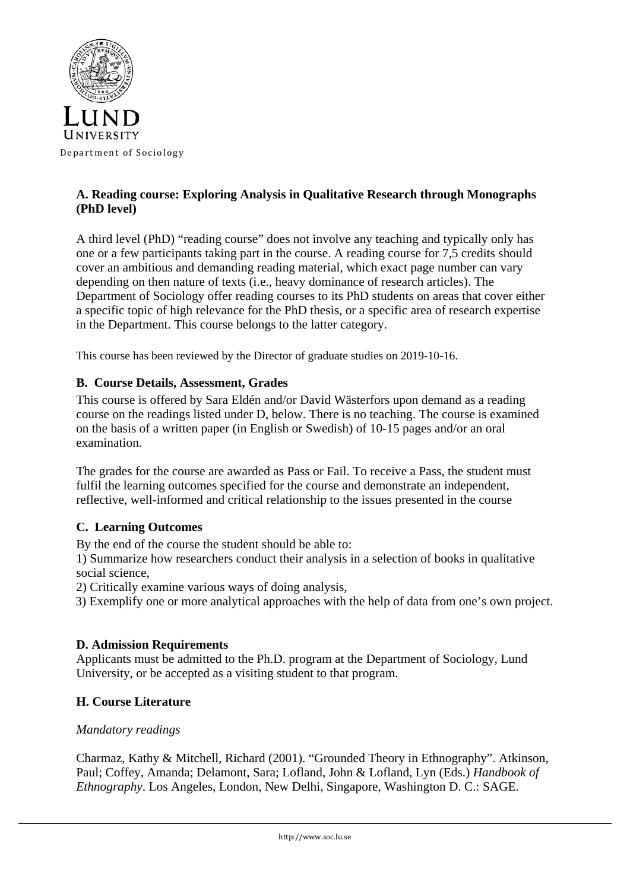Lund University

Department of Sociology

## A. Reading course: Exploring Analysis in Qualitative Research through Monographs (PhD level)

A third level (PhD) "reading course" does not involve any teaching and typically only has one or a few participants taking part in the course. A reading course for 7,5 credits should cover an ambitious and demanding reading material, which exact page number can vary depending on then nature of texts (i.e., heavy dominance of research articles). The Department of Sociology offer reading courses to its PhD students on areas that cover either a specific topic of high relevance for the PhD thesis, or a specific area of research expertise in the Department. This course belongs to the latter category.

This course has been reviewed by the Director of graduate studies on 2019-10-16.

## B. Course Details, Assessment, Grades

This course is offered by Sara Eldén and/or David Wästerfors upon demand as a reading course on the readings listed under D, below. There is no teaching. The course is examined on the basis of a written paper (in English or Swedish) of 10-15 pages and/or an oral examination.

The grades for the course are awarded as Pass or Fail. To receive a Pass, the student must fulfil the learning outcomes specified for the course and demonstrate an independent, reflective, well-informed and critical relationship to the issues presented in the course

## C. Learning Outcomes

By the end of the course the student should be able to:

1) Summarize how researchers conduct their analysis in a selection of books in qualitative social science,
2) Critically examine various ways of doing analysis,
3) Exemplify one or more analytical approaches with the help of data from one's own project.

## D. Admission Requirements

Applicants must be admitted to the Ph.D. program at the Department of Sociology, Lund University, or be accepted as a visiting student to that program.

## H. Course Literature

*Mandatory readings*

Charmaz, Kathy & Mitchell, Richard (2001). "Grounded Theory in Ethnography". Atkinson, Paul; Coffey, Amanda; Delamont, Sara; Lofland, John & Lofland, Lyn (Eds.) *Handbook of Ethnography*. Los Angeles, London, New Delhi, Singapore, Washington D. C.: SAGE.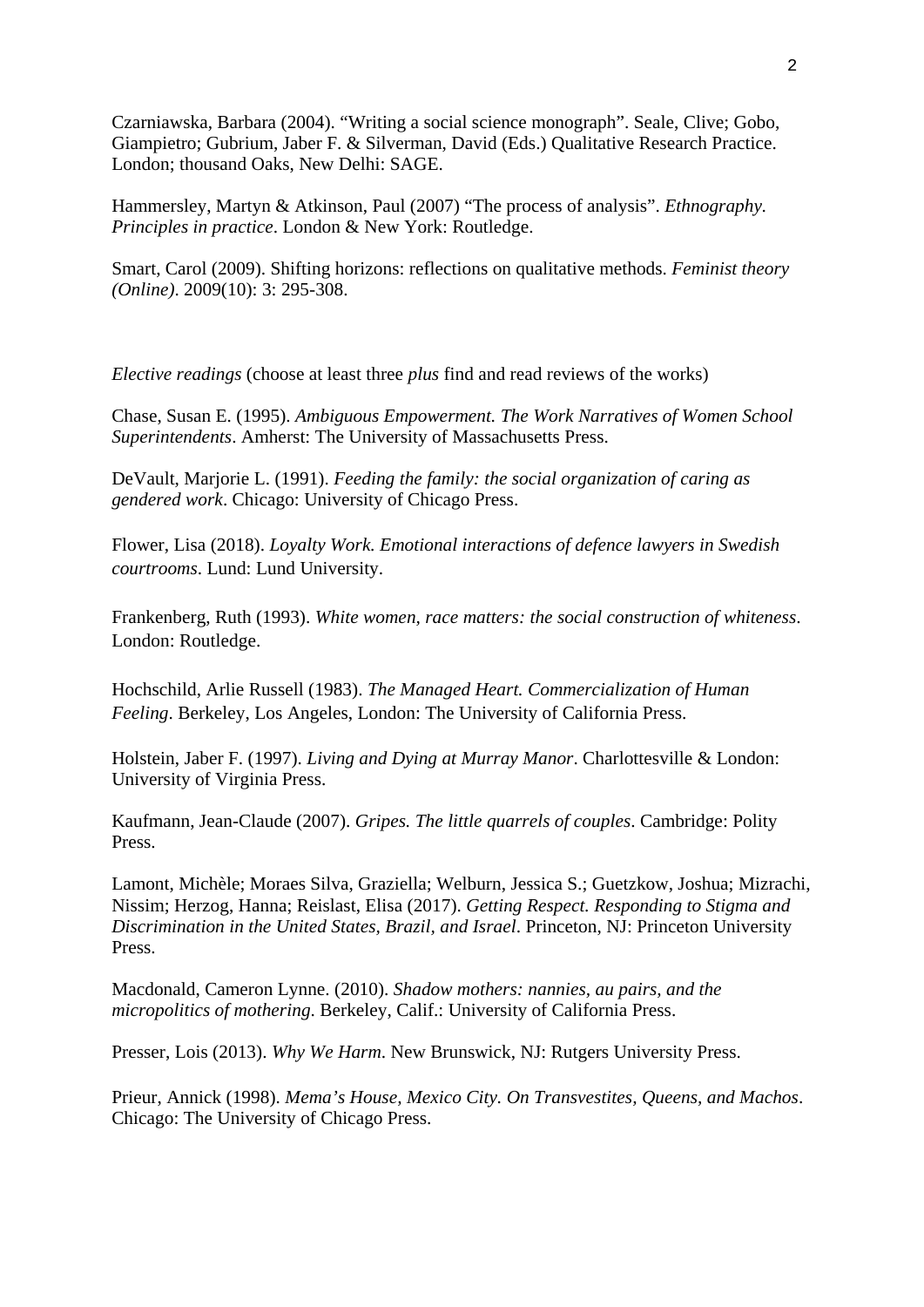Czarniawska, Barbara (2004). “Writing a social science monograph”. Seale, Clive; Gobo, Giampietro; Gubrium, Jaber F. & Silverman, David (Eds.) Qualitative Research Practice. London; thousand Oaks, New Delhi: SAGE.

Hammersley, Martyn & Atkinson, Paul (2007) “The process of analysis”. *Ethnography. Principles in practice*. London & New York: Routledge.

Smart, Carol (2009). Shifting horizons: reflections on qualitative methods. *Feminist theory (Online)*. 2009(10): 3: 295-308.

*Elective readings* (choose at least three *plus* find and read reviews of the works)

Chase, Susan E. (1995). *Ambiguous Empowerment. The Work Narratives of Women School Superintendents*. Amherst: The University of Massachusetts Press.

DeVault, Marjorie L. (1991). *Feeding the family: the social organization of caring as gendered work*. Chicago: University of Chicago Press.

Flower, Lisa (2018). *Loyalty Work. Emotional interactions of defence lawyers in Swedish courtrooms*. Lund: Lund University.

Frankenberg, Ruth (1993). *White women, race matters: the social construction of whiteness*. London: Routledge.

Hochschild, Arlie Russell (1983). *The Managed Heart. Commercialization of Human Feeling*. Berkeley, Los Angeles, London: The University of California Press.

Holstein, Jaber F. (1997). *Living and Dying at Murray Manor*. Charlottesville & London: University of Virginia Press.

Kaufmann, Jean-Claude (2007). *Gripes. The little quarrels of couples*. Cambridge: Polity Press.

Lamont, Michèle; Moraes Silva, Graziella; Welburn, Jessica S.; Guetzkow, Joshua; Mizrachi, Nissim; Herzog, Hanna; Reislast, Elisa (2017). *Getting Respect. Responding to Stigma and Discrimination in the United States, Brazil, and Israel*. Princeton, NJ: Princeton University Press.

Macdonald, Cameron Lynne. (2010). *Shadow mothers: nannies, au pairs, and the micropolitics of mothering*. Berkeley, Calif.: University of California Press.

Presser, Lois (2013). *Why We Harm*. New Brunswick, NJ: Rutgers University Press.

Prieur, Annick (1998). *Mema’s House, Mexico City. On Transvestites, Queens, and Machos*. Chicago: The University of Chicago Press.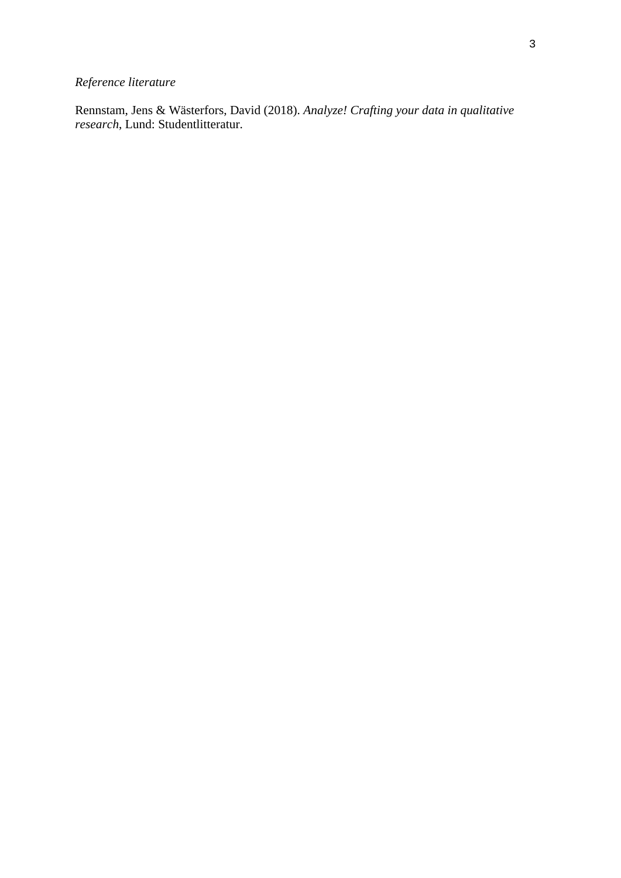*Reference literature*

Rennstam, Jens & Wästerfors, David (2018). *Analyze! Crafting your data in qualitative research*, Lund: Studentlitteratur.